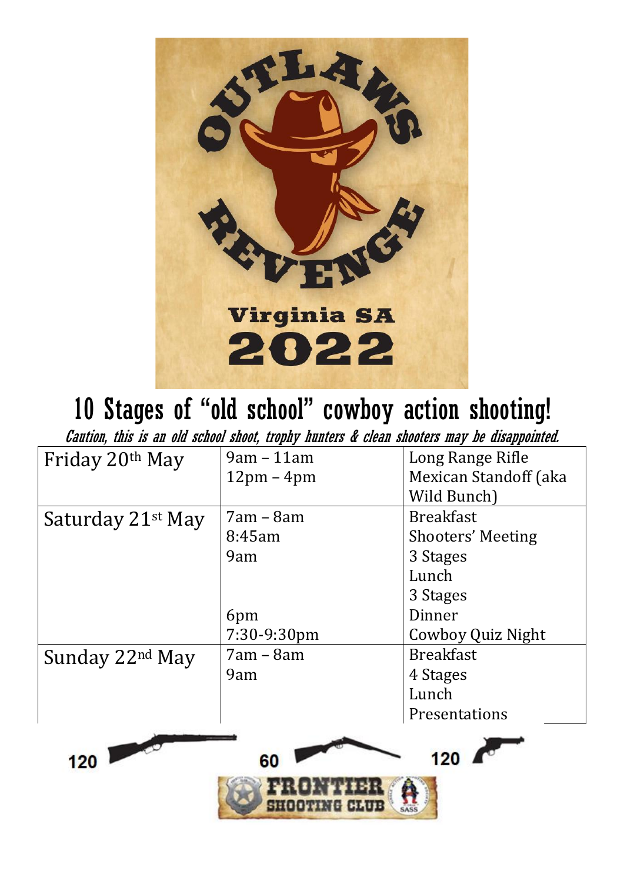# OUTLAWS REVENGE

## Virginia SA 2022

# 10 Stages of "old school" cowboy action shooting!

*Caution, this is an old school shoot, trophy hunters & clean shooters may be disappointed.*

| | | |
|---|---|---|
| Friday 20th May | 9am – 11am<br>12pm – 4pm | Long Range Rifle<br>Mexican Standoff (aka Wild Bunch) |
| Saturday 21st May | 7am – 8am<br>8:45am<br>9am<br><br><br>6pm<br>7:30-9:30pm | Breakfast<br>Shooters' Meeting<br>3 Stages<br>Lunch<br>3 Stages<br>Dinner<br>Cowboy Quiz Night |
| Sunday 22nd May | 7am – 8am<br>9am | Breakfast<br>4 Stages<br>Lunch<br>Presentations |

120 60 120

FRONTIER SHOOTING CLUB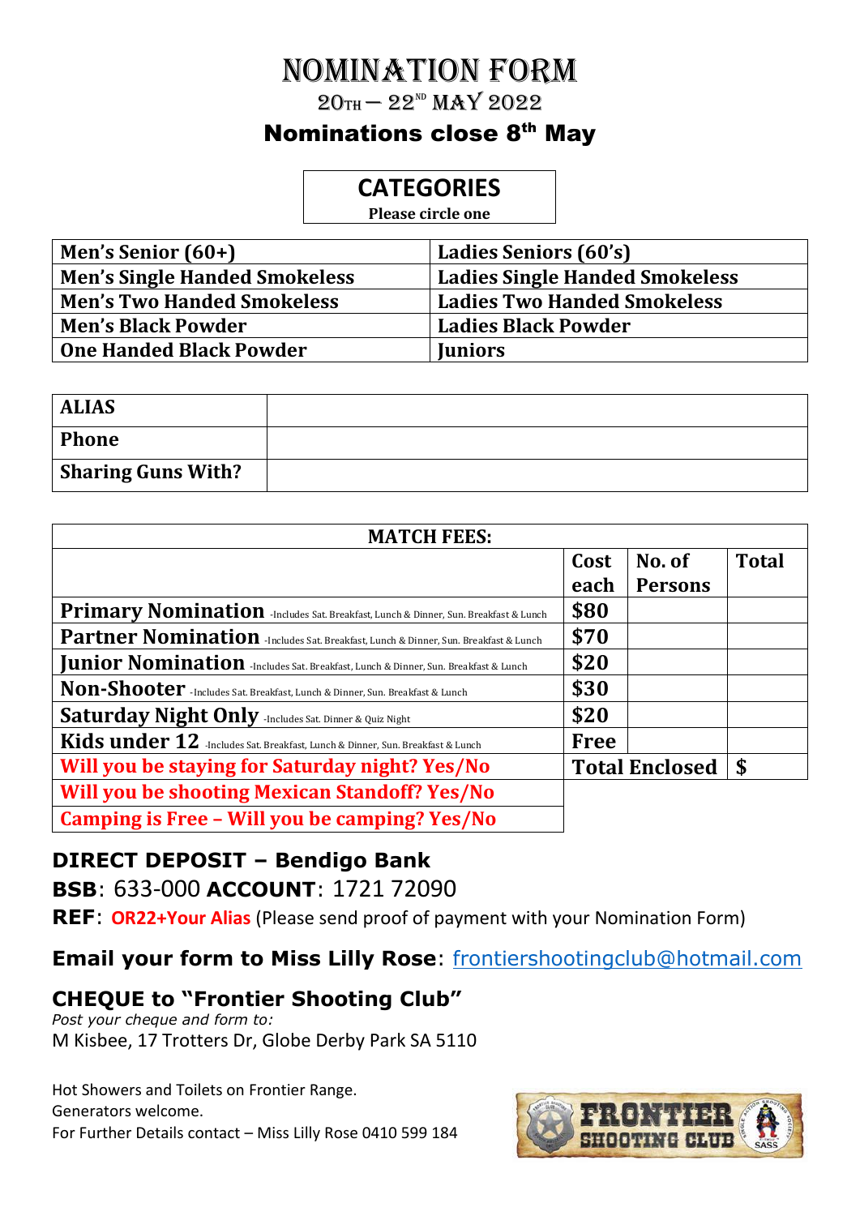# NOMINATION FORM

## 20TH – 22ND MAY 2022

## Nominations close 8th May

**CATEGORIES**

**Please circle one**

| | |
|---|---|
| Men's Senior (60+) | Ladies Seniors (60's) |
| Men's Single Handed Smokeless | Ladies Single Handed Smokeless |
| Men's Two Handed Smokeless | Ladies Two Handed Smokeless |
| Men's Black Powder | Ladies Black Powder |
| One Handed Black Powder | Juniors |

| | |
|---|---|
| **ALIAS** | |
| **Phone** | |
| **Sharing Guns With?** | |

| MATCH FEES: | | | |
|---|---|---|---|
| | **Cost each** | **No. of Persons** | **Total** |
| **Primary Nomination** -Includes Sat. Breakfast, Lunch & Dinner, Sun. Breakfast & Lunch | **$80** | | |
| **Partner Nomination** -Includes Sat. Breakfast, Lunch & Dinner, Sun. Breakfast & Lunch | **$70** | | |
| **Junior Nomination** -Includes Sat. Breakfast, Lunch & Dinner, Sun. Breakfast & Lunch | **$20** | | |
| **Non-Shooter** -Includes Sat. Breakfast, Lunch & Dinner, Sun. Breakfast & Lunch | **$30** | | |
| **Saturday Night Only** -Includes Sat. Dinner & Quiz Night | **$20** | | |
| **Kids under 12** -Includes Sat. Breakfast, Lunch & Dinner, Sun. Breakfast & Lunch | **Free** | | |
| **Will you be staying for Saturday night? Yes/No** | **Total Enclosed** | | **$** |
| **Will you be shooting Mexican Standoff? Yes/No** | | | |
| **Camping is Free – Will you be camping? Yes/No** | | | |

**DIRECT DEPOSIT – Bendigo Bank**

**BSB**: 633-000 **ACCOUNT**: 1721 72090

**REF**: **OR22+Your Alias** (Please send proof of payment with your Nomination Form)

**Email your form to Miss Lilly Rose**: frontiershootingclub@hotmail.com

**CHEQUE to "Frontier Shooting Club"**

*Post your cheque and form to:*

M Kisbee, 17 Trotters Dr, Globe Derby Park SA 5110

Hot Showers and Toilets on Frontier Range.
Generators welcome.
For Further Details contact – Miss Lilly Rose 0410 599 184

FRONTIER SHOOTING CLUB